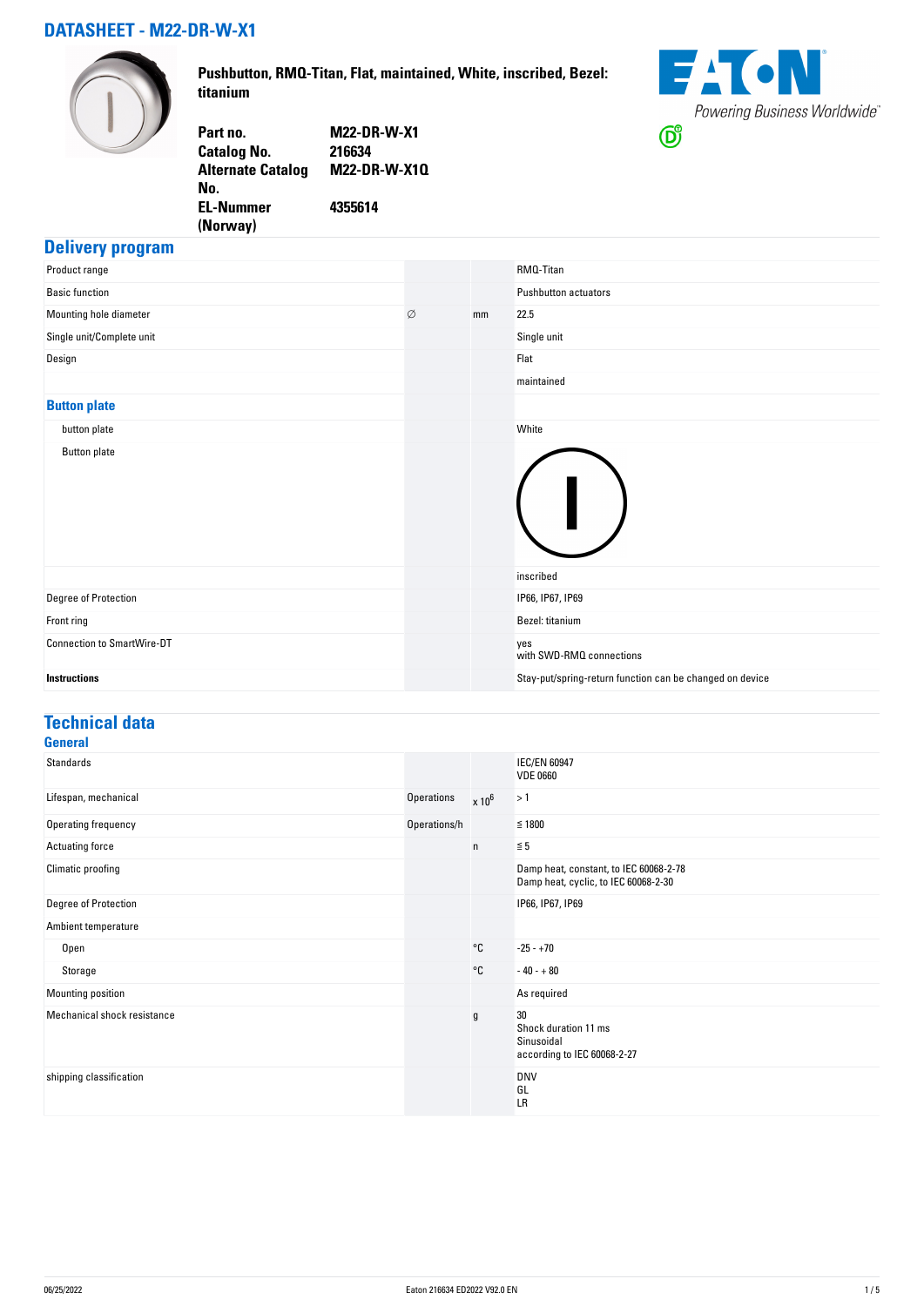# DATASHEET - M22-DR-W-X1

**Pushbutton, RMQ-Titan, Flat, maintained, White, inscribed, Bezel: titanium**

| | |
|---|---|
| **Part no.** | **M22-DR-W-X1** |
| **Catalog No.** | **216634** |
| **Alternate Catalog No.** | **M22-DR-W-X1Q** |
| **EL-Nummer (Norway)** | **4355614** |

Powering Business Worldwide

## Delivery program

| | | | |
|---|---|---|---|
| Product range | | | RMQ-Titan |
| Basic function | | | Pushbutton actuators |
| Mounting hole diameter | ∅ | mm | 22.5 |
| Single unit/Complete unit | | | Single unit |
| Design | | | Flat |
| | | | maintained |
| **Button plate** | | | |
| button plate | | | White |
| Button plate | | | |
| | | | inscribed |
| Degree of Protection | | | IP66, IP67, IP69 |
| Front ring | | | Bezel: titanium |
| Connection to SmartWire-DT | | | yes<br>with SWD-RMQ connections |
| **Instructions** | | | Stay-put/spring-return function can be changed on device |

## Technical data

### General

| | | | |
|---|---|---|---|
| Standards | | | IEC/EN 60947<br>VDE 0660 |
| Lifespan, mechanical | Operations | $x 10^6$ | > 1 |
| Operating frequency | Operations/h | | ≦ 1800 |
| Actuating force | | n | ≦ 5 |
| Climatic proofing | | | Damp heat, constant, to IEC 60068-2-78<br>Damp heat, cyclic, to IEC 60068-2-30 |
| Degree of Protection | | | IP66, IP67, IP69 |
| Ambient temperature | | | |
| Open | | °C | -25 - +70 |
| Storage | | °C | - 40 - + 80 |
| Mounting position | | | As required |
| Mechanical shock resistance | | g | 30<br>Shock duration 11 ms<br>Sinusoidal<br>according to IEC 60068-2-27 |
| shipping classification | | | DNV<br>GL<br>LR |

06/25/2022 Eaton 216634 ED2022 V92.0 EN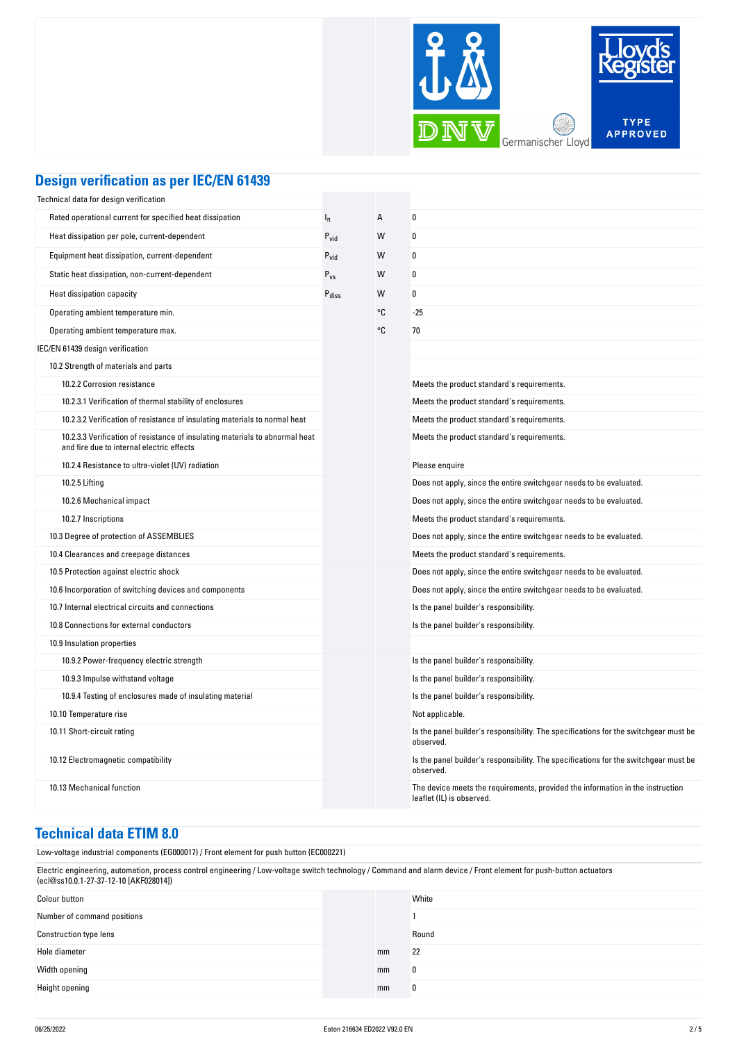## Design verification as per IEC/EN 61439

| | | | |
|---|---|---|---|
| Technical data for design verification | | | |
| Rated operational current for specified heat dissipation | $I_n$ | A | 0 |
| Heat dissipation per pole, current-dependent | $P_{vid}$ | W | 0 |
| Equipment heat dissipation, current-dependent | $P_{vid}$ | W | 0 |
| Static heat dissipation, non-current-dependent | $P_{vs}$ | W | 0 |
| Heat dissipation capacity | $P_{diss}$ | W | 0 |
| Operating ambient temperature min. | | °C | -25 |
| Operating ambient temperature max. | | °C | 70 |
| IEC/EN 61439 design verification | | | |
| 10.2 Strength of materials and parts | | | |
| 10.2.2 Corrosion resistance | | | Meets the product standard's requirements. |
| 10.2.3.1 Verification of thermal stability of enclosures | | | Meets the product standard's requirements. |
| 10.2.3.2 Verification of resistance of insulating materials to normal heat | | | Meets the product standard's requirements. |
| 10.2.3.3 Verification of resistance of insulating materials to abnormal heat and fire due to internal electric effects | | | Meets the product standard's requirements. |
| 10.2.4 Resistance to ultra-violet (UV) radiation | | | Please enquire |
| 10.2.5 Lifting | | | Does not apply, since the entire switchgear needs to be evaluated. |
| 10.2.6 Mechanical impact | | | Does not apply, since the entire switchgear needs to be evaluated. |
| 10.2.7 Inscriptions | | | Meets the product standard's requirements. |
| 10.3 Degree of protection of ASSEMBLIES | | | Does not apply, since the entire switchgear needs to be evaluated. |
| 10.4 Clearances and creepage distances | | | Meets the product standard's requirements. |
| 10.5 Protection against electric shock | | | Does not apply, since the entire switchgear needs to be evaluated. |
| 10.6 Incorporation of switching devices and components | | | Does not apply, since the entire switchgear needs to be evaluated. |
| 10.7 Internal electrical circuits and connections | | | Is the panel builder's responsibility. |
| 10.8 Connections for external conductors | | | Is the panel builder's responsibility. |
| 10.9 Insulation properties | | | |
| 10.9.2 Power-frequency electric strength | | | Is the panel builder's responsibility. |
| 10.9.3 Impulse withstand voltage | | | Is the panel builder's responsibility. |
| 10.9.4 Testing of enclosures made of insulating material | | | Is the panel builder's responsibility. |
| 10.10 Temperature rise | | | Not applicable. |
| 10.11 Short-circuit rating | | | Is the panel builder's responsibility. The specifications for the switchgear must be observed. |
| 10.12 Electromagnetic compatibility | | | Is the panel builder's responsibility. The specifications for the switchgear must be observed. |
| 10.13 Mechanical function | | | The device meets the requirements, provided the information in the instruction leaflet (IL) is observed. |

## Technical data ETIM 8.0

Low-voltage industrial components (EG000017) / Front element for push button (EC000221)

Electric engineering, automation, process control engineering / Low-voltage switch technology / Command and alarm device / Front element for push-button actuators (ecl@ss10.0.1-27-37-12-10 [AKF028014])

| | | |
|---|---|---|
| Colour button | | White |
| Number of command positions | | 1 |
| Construction type lens | | Round |
| Hole diameter | mm | 22 |
| Width opening | mm | 0 |
| Height opening | mm | 0 |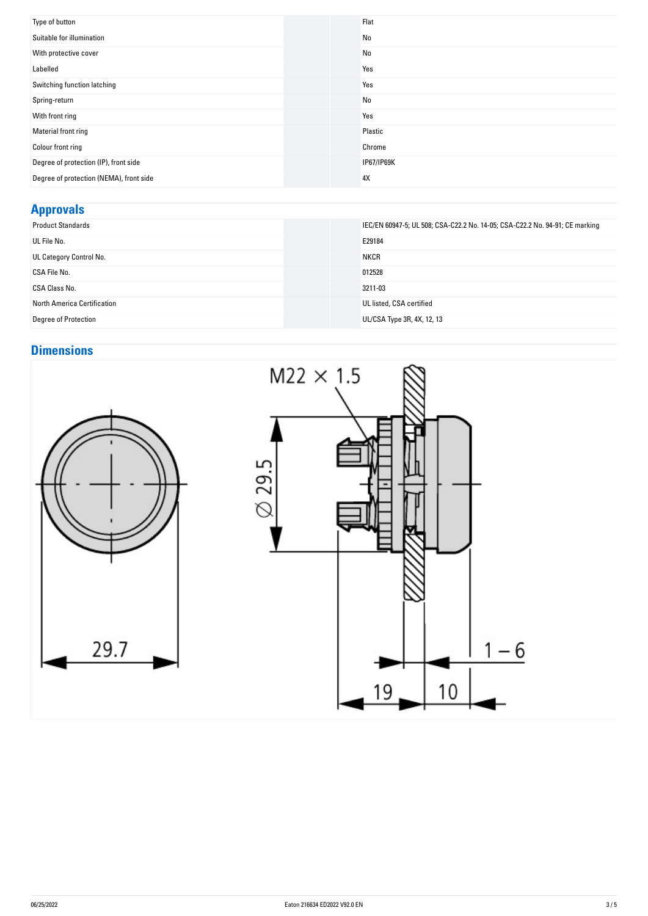| | |
|---|---|
| Type of button | Flat |
| Suitable for illumination | No |
| With protective cover | No |
| Labelled | Yes |
| Switching function latching | Yes |
| Spring-return | No |
| With front ring | Yes |
| Material front ring | Plastic |
| Colour front ring | Chrome |
| Degree of protection (IP), front side | IP67/IP69K |
| Degree of protection (NEMA), front side | 4X |

## Approvals

| | |
|---|---|
| Product Standards | IEC/EN 60947-5; UL 508; CSA-C22.2 No. 14-05; CSA-C22.2 No. 94-91; CE marking |
| UL File No. | E29184 |
| UL Category Control No. | NKCR |
| CSA File No. | 012528 |
| CSA Class No. | 3211-03 |
| North America Certification | UL listed, CSA certified |
| Degree of Protection | UL/CSA Type 3R, 4X, 12, 13 |

## Dimensions

M22 × 1.5

Ø 29.5

29.7

1 – 6

19

10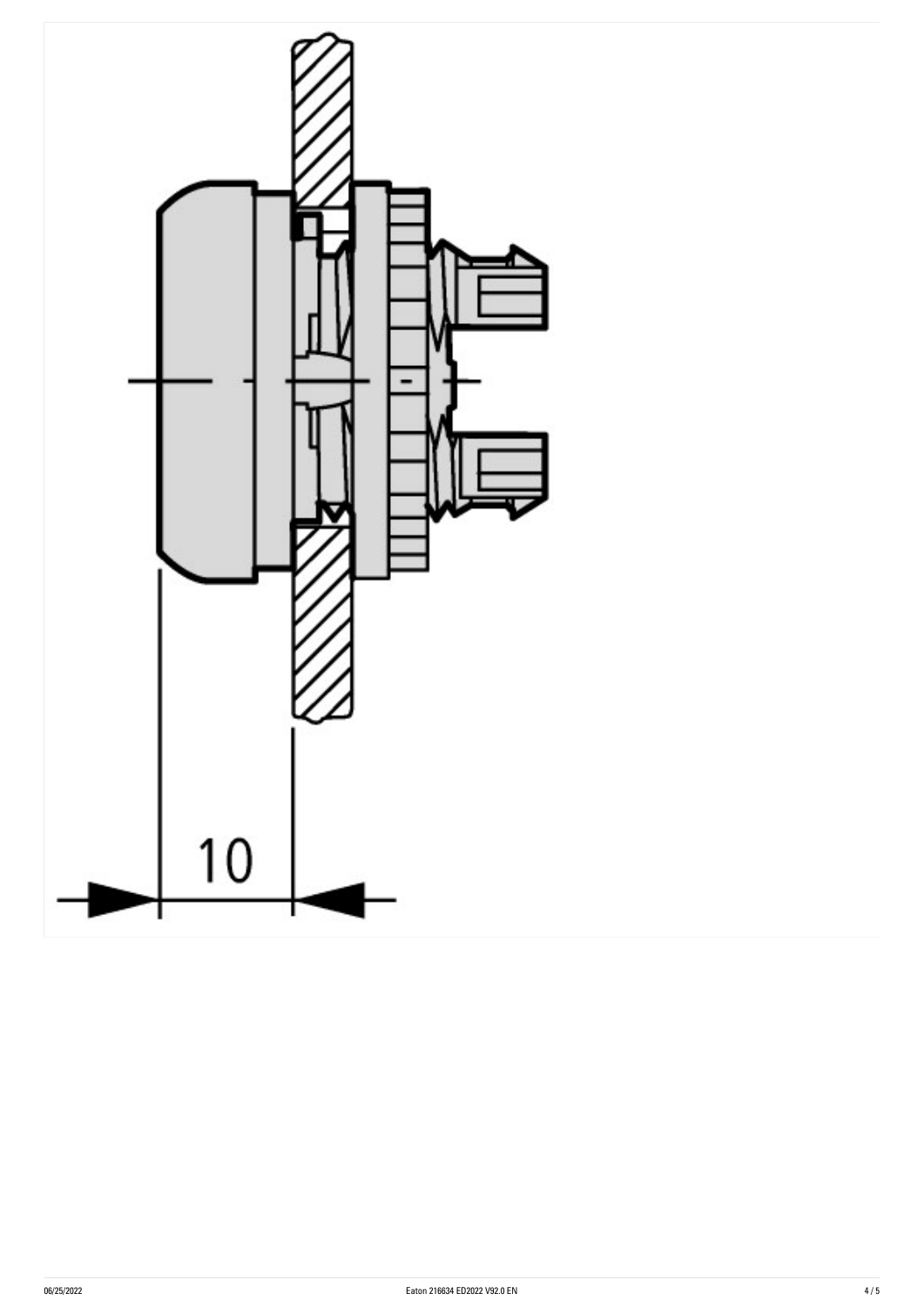10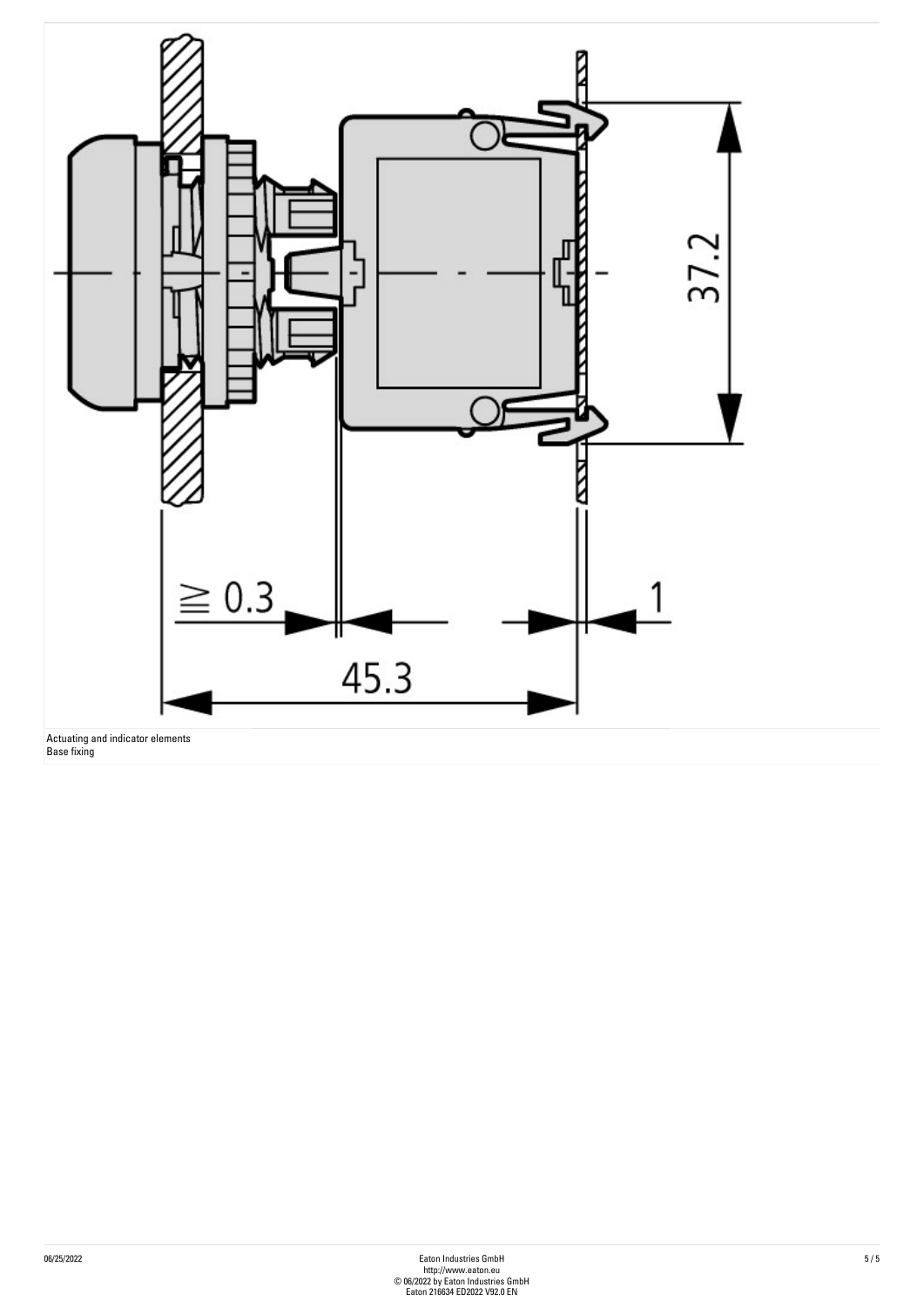≧ 0.3

45.3

1

37.2

Actuating and indicator elements
Base fixing